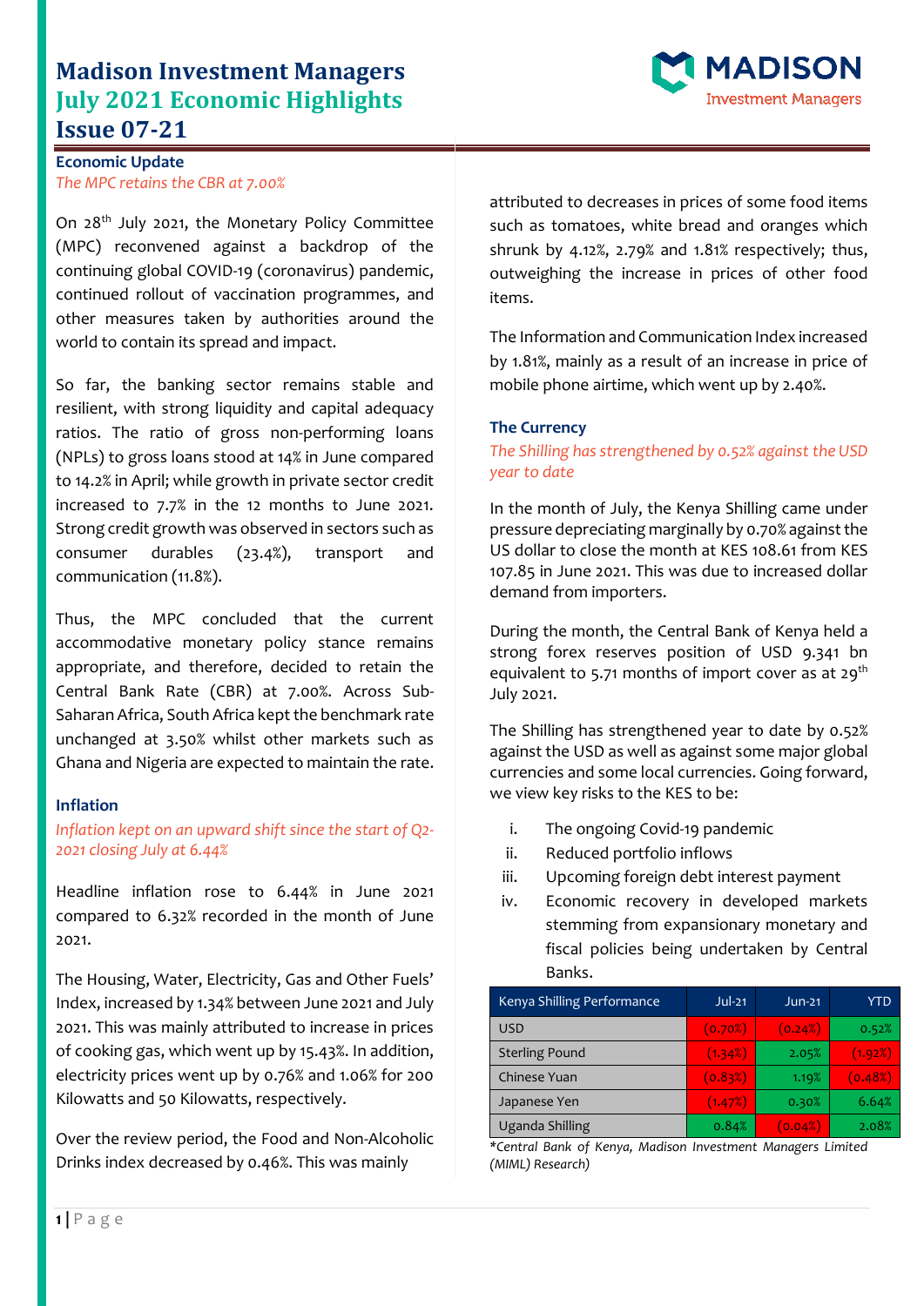# Madison Investment Managers
# July 2021 Economic Highlights
# Issue 07-21

## Economic Update

*The MPC retains the CBR at 7.00%*

On 28th July 2021, the Monetary Policy Committee (MPC) reconvened against a backdrop of the continuing global COVID-19 (coronavirus) pandemic, continued rollout of vaccination programmes, and other measures taken by authorities around the world to contain its spread and impact.

So far, the banking sector remains stable and resilient, with strong liquidity and capital adequacy ratios. The ratio of gross non-performing loans (NPLs) to gross loans stood at 14% in June compared to 14.2% in April; while growth in private sector credit increased to 7.7% in the 12 months to June 2021. Strong credit growth was observed in sectors such as consumer durables (23.4%), transport and communication (11.8%).

Thus, the MPC concluded that the current accommodative monetary policy stance remains appropriate, and therefore, decided to retain the Central Bank Rate (CBR) at 7.00%. Across Sub-Saharan Africa, South Africa kept the benchmark rate unchanged at 3.50% whilst other markets such as Ghana and Nigeria are expected to maintain the rate.

## Inflation

*Inflation kept on an upward shift since the start of Q2-2021 closing July at 6.44%*

Headline inflation rose to 6.44% in June 2021 compared to 6.32% recorded in the month of June 2021.

The Housing, Water, Electricity, Gas and Other Fuels' Index, increased by 1.34% between June 2021 and July 2021. This was mainly attributed to increase in prices of cooking gas, which went up by 15.43%. In addition, electricity prices went up by 0.76% and 1.06% for 200 Kilowatts and 50 Kilowatts, respectively.

Over the review period, the Food and Non-Alcoholic Drinks index decreased by 0.46%. This was mainly attributed to decreases in prices of some food items such as tomatoes, white bread and oranges which shrunk by 4.12%, 2.79% and 1.81% respectively; thus, outweighing the increase in prices of other food items.

The Information and Communication Index increased by 1.81%, mainly as a result of an increase in price of mobile phone airtime, which went up by 2.40%.

## The Currency

*The Shilling has strengthened by 0.52% against the USD year to date*

In the month of July, the Kenya Shilling came under pressure depreciating marginally by 0.70% against the US dollar to close the month at KES 108.61 from KES 107.85 in June 2021. This was due to increased dollar demand from importers.

During the month, the Central Bank of Kenya held a strong forex reserves position of USD 9.341 bn equivalent to 5.71 months of import cover as at 29th July 2021.

The Shilling has strengthened year to date by 0.52% against the USD as well as against some major global currencies and some local currencies. Going forward, we view key risks to the KES to be:

i. The ongoing Covid-19 pandemic
ii. Reduced portfolio inflows
iii. Upcoming foreign debt interest payment
iv. Economic recovery in developed markets stemming from expansionary monetary and fiscal policies being undertaken by Central Banks.

| Kenya Shilling Performance | Jul-21 | Jun-21 | YTD |
|---|---|---|---|
| USD | (0.70%) | (0.24%) | 0.52% |
| Sterling Pound | (1.34%) | 2.05% | (1.92%) |
| Chinese Yuan | (0.83%) | 1.19% | (0.48%) |
| Japanese Yen | (1.47%) | 0.30% | 6.64% |
| Uganda Shilling | 0.84% | (0.04%) | 2.08% |

*\*Central Bank of Kenya, Madison Investment Managers Limited (MIML) Research)*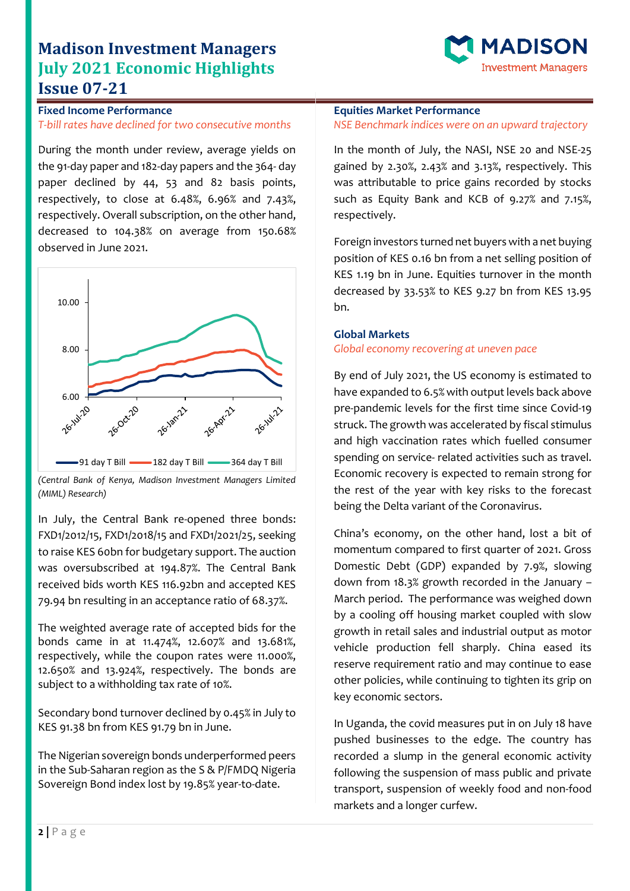# Madison Investment Managers
# July 2021 Economic Highlights
# Issue 07-21

## Fixed Income Performance

*T-bill rates have declined for two consecutive months*

During the month under review, average yields on the 91-day paper and 182-day papers and the 364- day paper declined by 44, 53 and 82 basis points, respectively, to close at 6.48%, 6.96% and 7.43%, respectively. Overall subscription, on the other hand, decreased to 104.38% on average from 150.68% observed in June 2021.

(Central Bank of Kenya, Madison Investment Managers Limited (MIML) Research)

In July, the Central Bank re-opened three bonds: FXD1/2012/15, FXD1/2018/15 and FXD1/2021/25, seeking to raise KES 60bn for budgetary support. The auction was oversubscribed at 194.87%. The Central Bank received bids worth KES 116.92bn and accepted KES 79.94 bn resulting in an acceptance ratio of 68.37%.

The weighted average rate of accepted bids for the bonds came in at 11.474%, 12.607% and 13.681%, respectively, while the coupon rates were 11.000%, 12.650% and 13.924%, respectively. The bonds are subject to a withholding tax rate of 10%.

Secondary bond turnover declined by 0.45% in July to KES 91.38 bn from KES 91.79 bn in June.

The Nigerian sovereign bonds underperformed peers in the Sub-Saharan region as the S & P/FMDQ Nigeria Sovereign Bond index lost by 19.85% year-to-date.

## Equities Market Performance

*NSE Benchmark indices were on an upward trajectory*

In the month of July, the NASI, NSE 20 and NSE-25 gained by 2.30%, 2.43% and 3.13%, respectively. This was attributable to price gains recorded by stocks such as Equity Bank and KCB of 9.27% and 7.15%, respectively.

Foreign investors turned net buyers with a net buying position of KES 0.16 bn from a net selling position of KES 1.19 bn in June. Equities turnover in the month decreased by 33.53% to KES 9.27 bn from KES 13.95 bn.

## Global Markets

*Global economy recovering at uneven pace*

By end of July 2021, the US economy is estimated to have expanded to 6.5% with output levels back above pre-pandemic levels for the first time since Covid-19 struck. The growth was accelerated by fiscal stimulus and high vaccination rates which fuelled consumer spending on service- related activities such as travel. Economic recovery is expected to remain strong for the rest of the year with key risks to the forecast being the Delta variant of the Coronavirus.

China's economy, on the other hand, lost a bit of momentum compared to first quarter of 2021. Gross Domestic Debt (GDP) expanded by 7.9%, slowing down from 18.3% growth recorded in the January – March period. The performance was weighed down by a cooling off housing market coupled with slow growth in retail sales and industrial output as motor vehicle production fell sharply. China eased its reserve requirement ratio and may continue to ease other policies, while continuing to tighten its grip on key economic sectors.

In Uganda, the covid measures put in on July 18 have pushed businesses to the edge. The country has recorded a slump in the general economic activity following the suspension of mass public and private transport, suspension of weekly food and non-food markets and a longer curfew.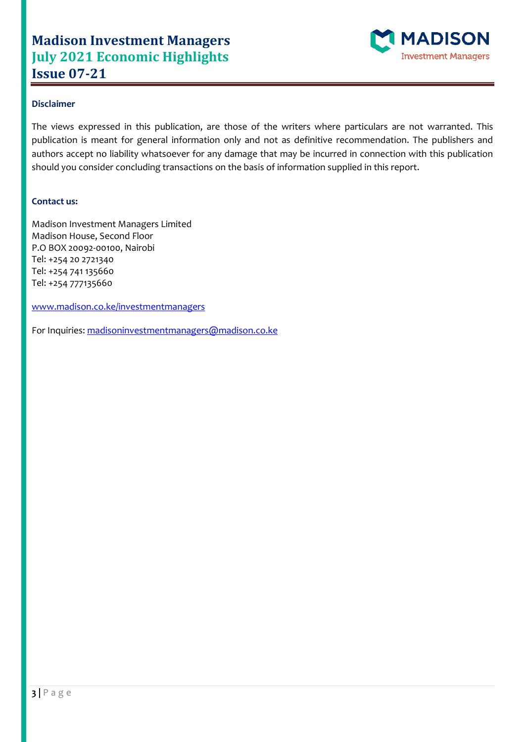**Disclaimer**

The views expressed in this publication, are those of the writers where particulars are not warranted. This publication is meant for general information only and not as definitive recommendation. The publishers and authors accept no liability whatsoever for any damage that may be incurred in connection with this publication should you consider concluding transactions on the basis of information supplied in this report.

**Contact us:**

Madison Investment Managers Limited
Madison House, Second Floor
P.O BOX 20092-00100, Nairobi
Tel: +254 20 2721340
Tel: +254 741 135660
Tel: +254 777135660

www.madison.co.ke/investmentmanagers

For Inquiries: madisoninvestmentmanagers@madison.co.ke